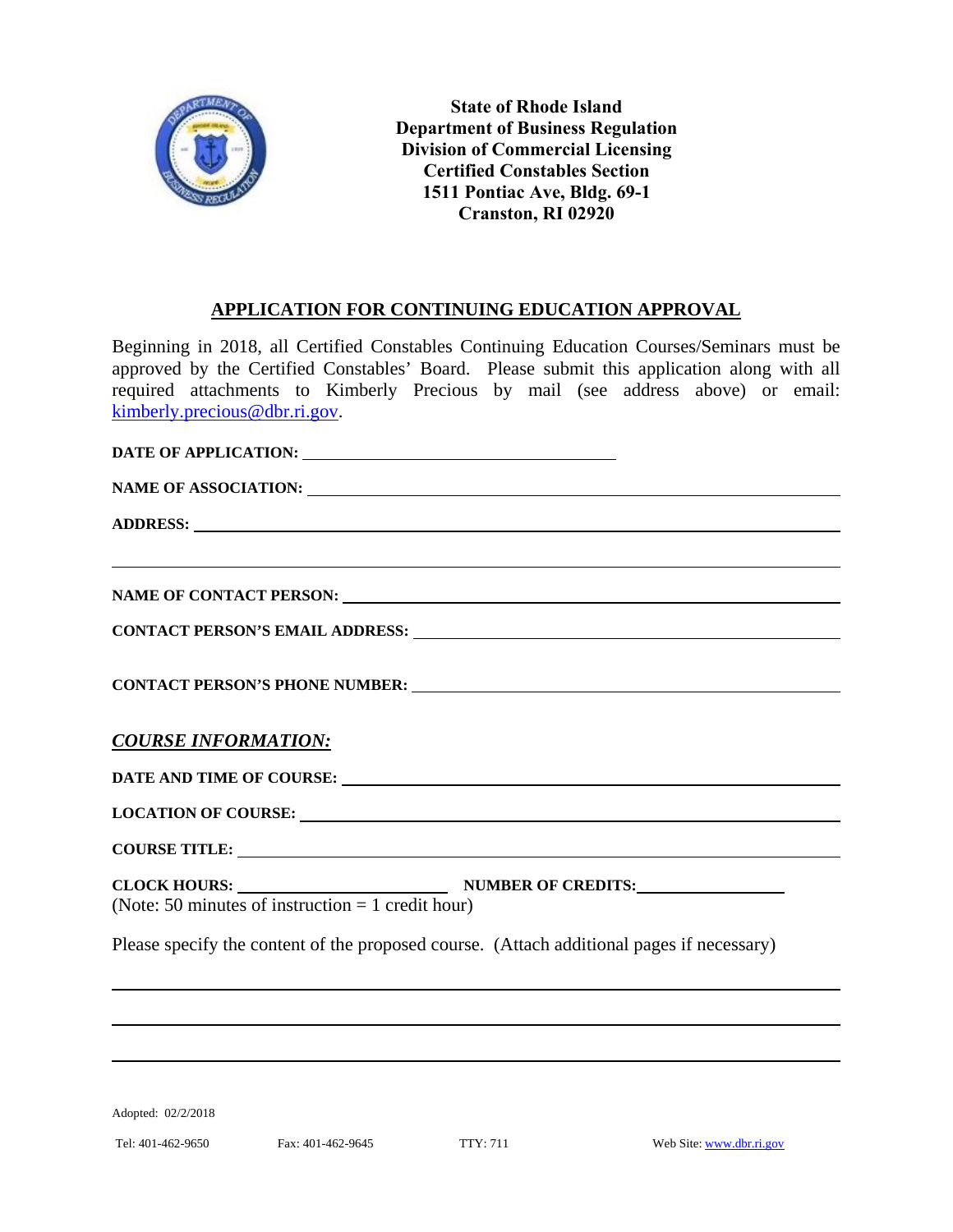**State of Rhode Island**
**Department of Business Regulation**
**Division of Commercial Licensing**
**Certified Constables Section**
**1511 Pontiac Ave, Bldg. 69-1**
**Cranston, RI 02920**

## APPLICATION FOR CONTINUING EDUCATION APPROVAL

Beginning in 2018, all Certified Constables Continuing Education Courses/Seminars must be approved by the Certified Constables' Board. Please submit this application along with all required attachments to Kimberly Precious by mail (see address above) or email: kimberly.precious@dbr.ri.gov.

**DATE OF APPLICATION:** ______________________________

**NAME OF ASSOCIATION:** ______________________________

**ADDRESS:** ______________________________

______________________________

**NAME OF CONTACT PERSON:** ______________________________

**CONTACT PERSON'S EMAIL ADDRESS:** ______________________________

**CONTACT PERSON'S PHONE NUMBER:** ______________________________

### *COURSE INFORMATION:*

**DATE AND TIME OF COURSE:** ______________________________

**LOCATION OF COURSE:** ______________________________

**COURSE TITLE:** ______________________________

**CLOCK HOURS:** ____________________ **NUMBER OF CREDITS:** ______________
(Note: 50 minutes of instruction = 1 credit hour)

Please specify the content of the proposed course. (Attach additional pages if necessary)

______________________________

______________________________

______________________________

Adopted: 02/2/2018

Tel: 401-462-9650 Fax: 401-462-9645 TTY: 711 Web Site: www.dbr.ri.gov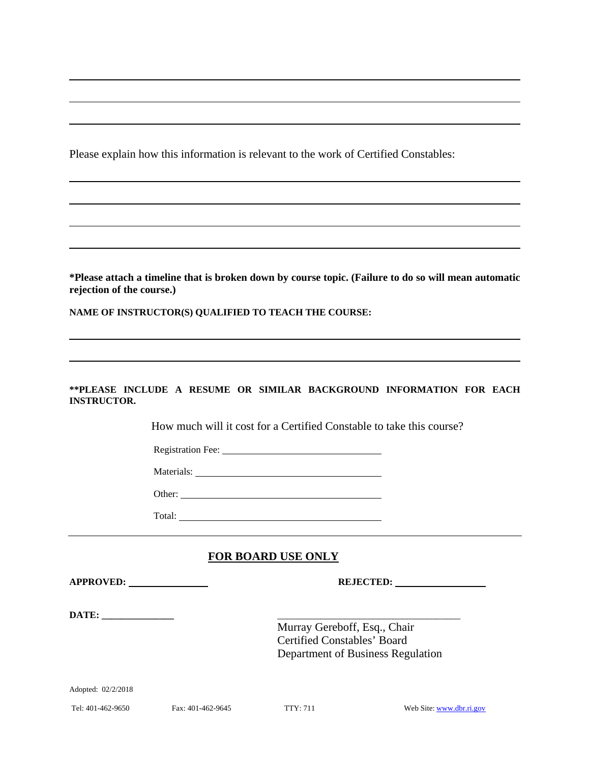Please explain how this information is relevant to the work of Certified Constables:

**\*Please attach a timeline that is broken down by course topic. (Failure to do so will mean automatic rejection of the course.)**

**NAME OF INSTRUCTOR(S) QUALIFIED TO TEACH THE COURSE:**

**\*\*PLEASE INCLUDE A RESUME OR SIMILAR BACKGROUND INFORMATION FOR EACH INSTRUCTOR.**

How much will it cost for a Certified Constable to take this course?

Registration Fee: ______________________________

Materials: ______________________________

Other: ______________________________

Total: ______________________________

## FOR BOARD USE ONLY

**APPROVED:** _______________ **REJECTED:** _______________

**DATE:** _______________

___________________________________
Murray Gereboff, Esq., Chair
Certified Constables' Board
Department of Business Regulation

Adopted: 02/2/2018

Tel: 401-462-9650 Fax: 401-462-9645 TTY: 711 Web Site: www.dbr.ri.gov